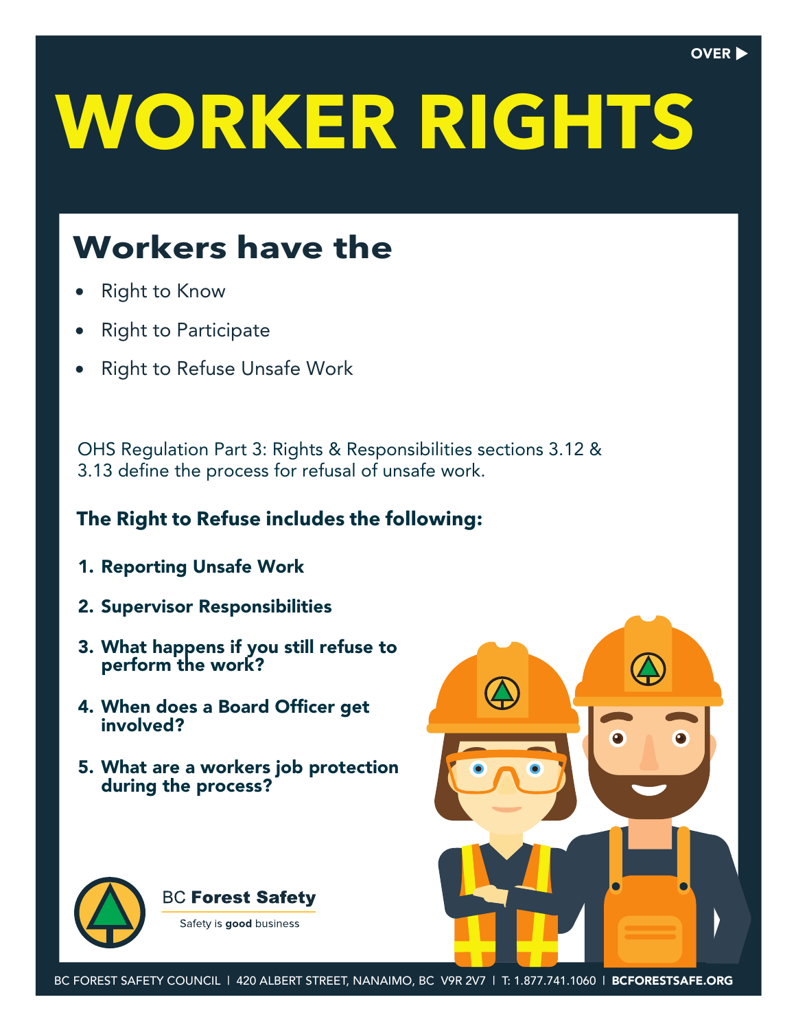OVER ▶

# WORKER RIGHTS

## Workers have the

- Right to Know
- Right to Participate
- Right to Refuse Unsafe Work

OHS Regulation Part 3: Rights & Responsibilities sections 3.12 & 3.13 define the process for refusal of unsafe work.

### The Right to Refuse includes the following:

1. **Reporting Unsafe Work**
2. **Supervisor Responsibilities**
3. **What happens if you still refuse to perform the work?**
4. **When does a Board Officer get involved?**
5. **What are a workers job protection during the process?**

BC **Forest Safety**

Safety is **good** business

BC FOREST SAFETY COUNCIL | 420 ALBERT STREET, NANAIMO, BC V9R 2V7 | T: 1.877.741.1060 | **BCFORESTSAFE.ORG**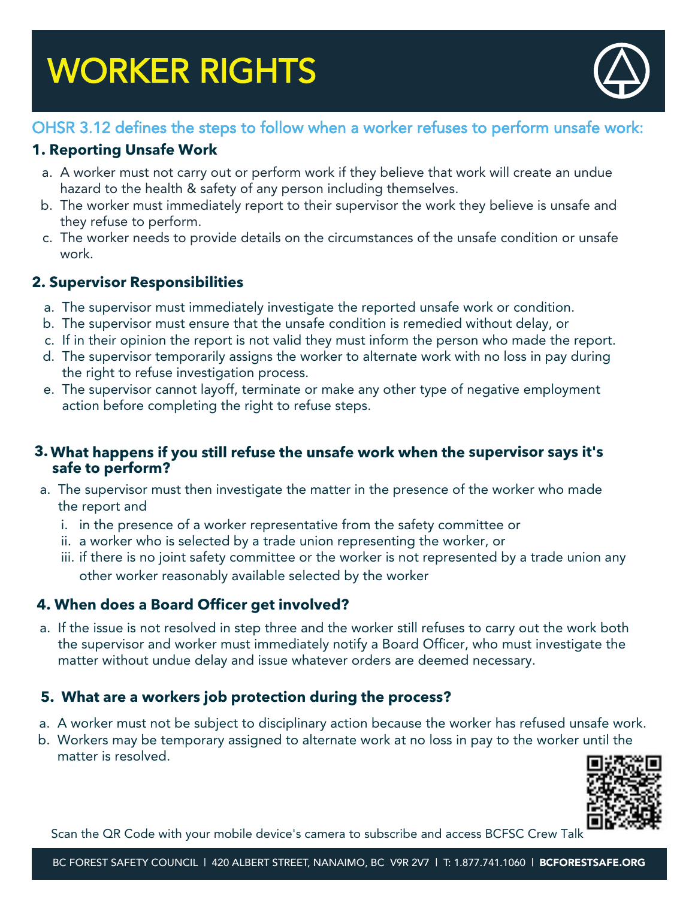# WORKER RIGHTS

OHSR 3.12 defines the steps to follow when a worker refuses to perform unsafe work:

### 1. Reporting Unsafe Work

a. A worker must not carry out or perform work if they believe that work will create an undue hazard to the health & safety of any person including themselves.
b. The worker must immediately report to their supervisor the work they believe is unsafe and they refuse to perform.
c. The worker needs to provide details on the circumstances of the unsafe condition or unsafe work.

### 2. Supervisor Responsibilities

a. The supervisor must immediately investigate the reported unsafe work or condition.
b. The supervisor must ensure that the unsafe condition is remedied without delay, or
c. If in their opinion the report is not valid they must inform the person who made the report.
d. The supervisor temporarily assigns the worker to alternate work with no loss in pay during the right to refuse investigation process.
e. The supervisor cannot layoff, terminate or make any other type of negative employment action before completing the right to refuse steps.

### 3. What happens if you still refuse the unsafe work when the supervisor says it's safe to perform?

a. The supervisor must then investigate the matter in the presence of the worker who made the report and
   i. in the presence of a worker representative from the safety committee or
   ii. a worker who is selected by a trade union representing the worker, or
   iii. if there is no joint safety committee or the worker is not represented by a trade union any other worker reasonably available selected by the worker

### 4. When does a Board Officer get involved?

a. If the issue is not resolved in step three and the worker still refuses to carry out the work both the supervisor and worker must immediately notify a Board Officer, who must investigate the matter without undue delay and issue whatever orders are deemed necessary.

### 5. What are a workers job protection during the process?

a. A worker must not be subject to disciplinary action because the worker has refused unsafe work.
b. Workers may be temporary assigned to alternate work at no loss in pay to the worker until the matter is resolved.

Scan the QR Code with your mobile device's camera to subscribe and access BCFSC Crew Talk

BC FOREST SAFETY COUNCIL | 420 ALBERT STREET, NANAIMO, BC V9R 2V7 | T: 1.877.741.1060 | **BCFORESTSAFE.ORG**